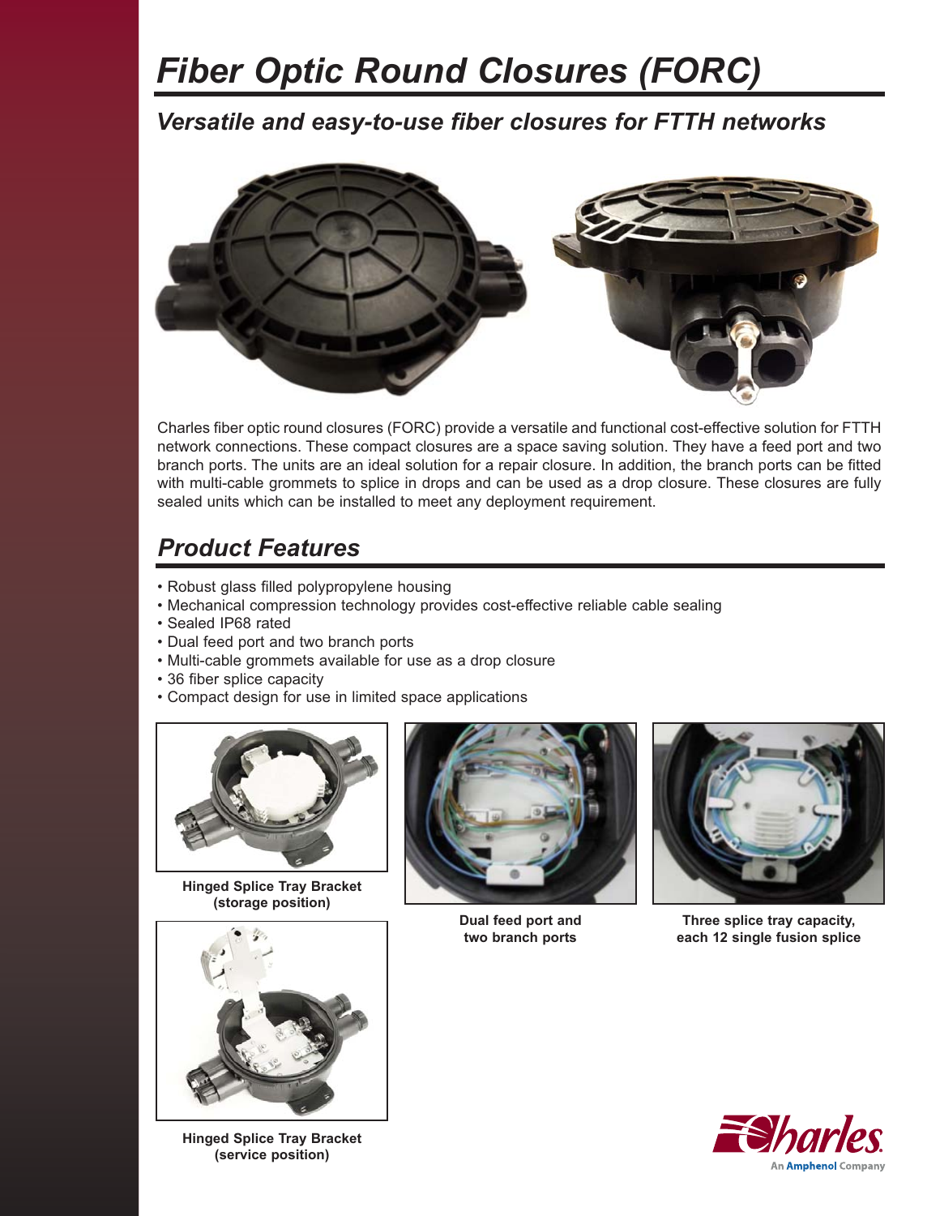# Fiber Optic Round Closures (FORC)

## Versatile and easy-to-use fiber closures for FTTH networks

Charles fiber optic round closures (FORC) provide a versatile and functional cost-effective solution for FTTH network connections. These compact closures are a space saving solution. They have a feed port and two branch ports. The units are an ideal solution for a repair closure. In addition, the branch ports can be fitted with multi-cable grommets to splice in drops and can be used as a drop closure. These closures are fully sealed units which can be installed to meet any deployment requirement.

## Product Features

- Robust glass filled polypropylene housing
- Mechanical compression technology provides cost-effective reliable cable sealing
- Sealed IP68 rated
- Dual feed port and two branch ports
- Multi-cable grommets available for use as a drop closure
- 36 fiber splice capacity
- Compact design for use in limited space applications

**Hinged Splice Tray Bracket (storage position)**

**Dual feed port and two branch ports**

**Three splice tray capacity, each 12 single fusion splice**

**Hinged Splice Tray Bracket (service position)**

Charles
An Amphenol Company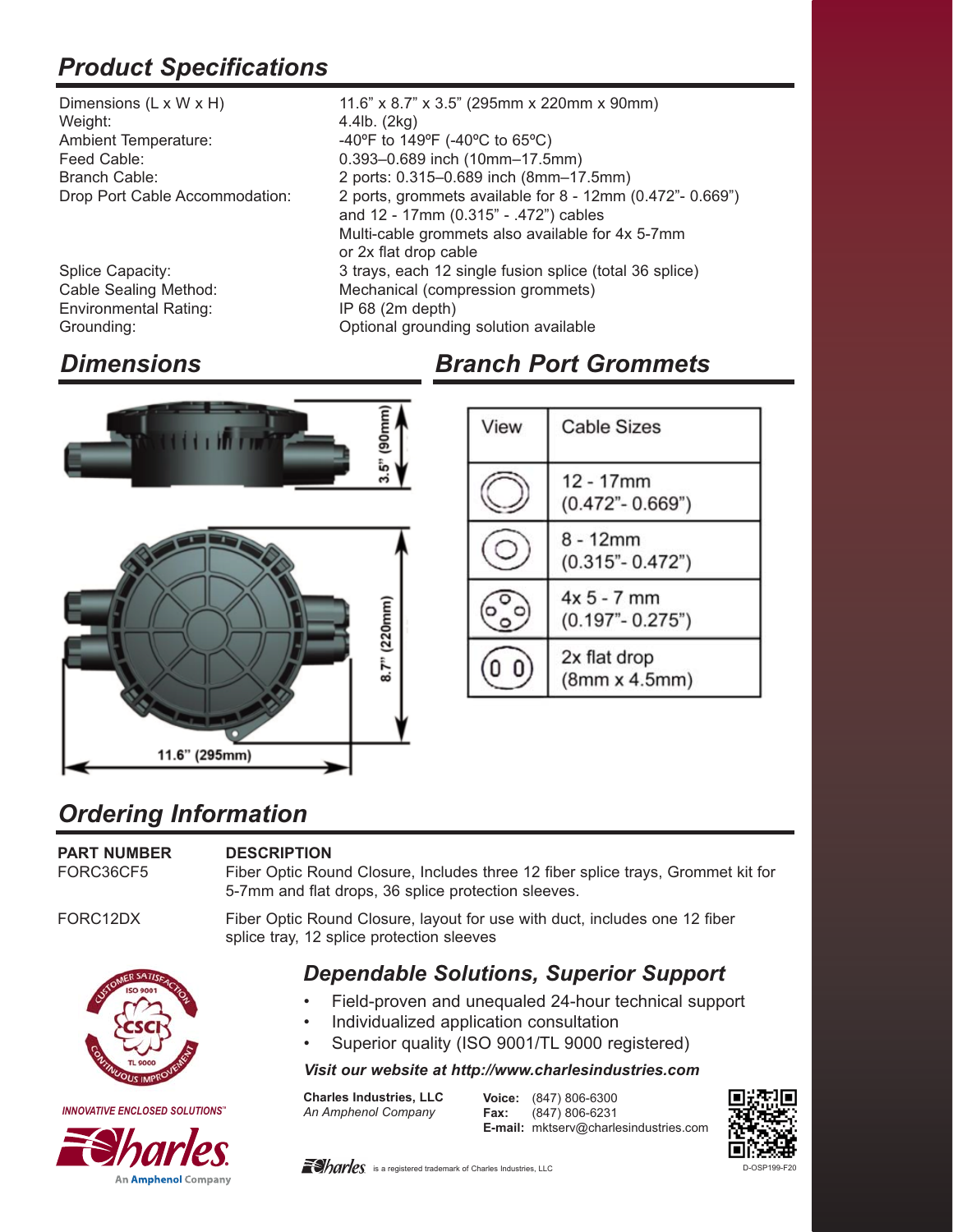## Product Specifications

| | |
|---|---|
| Dimensions (L x W x H) | 11.6" x 8.7" x 3.5" (295mm x 220mm x 90mm) |
| Weight: | 4.4lb. (2kg) |
| Ambient Temperature: | -40ºF to 149ºF (-40ºC to 65ºC) |
| Feed Cable: | 0.393–0.689 inch (10mm–17.5mm) |
| Branch Cable: | 2 ports: 0.315–0.689 inch (8mm–17.5mm) |
| Drop Port Cable Accommodation: | 2 ports, grommets available for 8 - 12mm (0.472"- 0.669") and 12 - 17mm (0.315" - .472") cables<br>Multi-cable grommets also available for 4x 5-7mm or 2x flat drop cable |
| Splice Capacity: | 3 trays, each 12 single fusion splice (total 36 splice) |
| Cable Sealing Method: | Mechanical (compression grommets) |
| Environmental Rating: | IP 68 (2m depth) |
| Grounding: | Optional grounding solution available |

## Dimensions

3.5" (90mm)

8.7" (220mm)

11.6" (295mm)

## Branch Port Grommets

| View | Cable Sizes |
|---|---|
| | 12 - 17mm (0.472"- 0.669") |
| | 8 - 12mm (0.315"- 0.472") |
| | 4x 5 - 7 mm (0.197"- 0.275") |
| | 2x flat drop (8mm x 4.5mm) |

## Ordering Information

| PART NUMBER | DESCRIPTION |
|---|---|
| FORC36CF5 | Fiber Optic Round Closure, Includes three 12 fiber splice trays, Grommet kit for 5-7mm and flat drops, 36 splice protection sleeves. |
| FORC12DX | Fiber Optic Round Closure, layout for use with duct, includes one 12 fiber splice tray, 12 splice protection sleeves |

CUSTOMER SATISFACTION ISO 9001 CSCI TL 9000 CONTINUOUS IMPROVEMENT

*INNOVATIVE ENCLOSED SOLUTIONS™*

Charles

An Amphenol Company

## Dependable Solutions, Superior Support

- Field-proven and unequaled 24-hour technical support
- Individualized application consultation
- Superior quality (ISO 9001/TL 9000 registered)

***Visit our website at http://www.charlesindustries.com***

**Charles Industries, LLC**
*An Amphenol Company*

**Voice:** (847) 806-6300
**Fax:** (847) 806-6231
**E-mail:** mktserv@charlesindustries.com

Charles is a registered trademark of Charles Industries, LLC

D-OSP199-F20